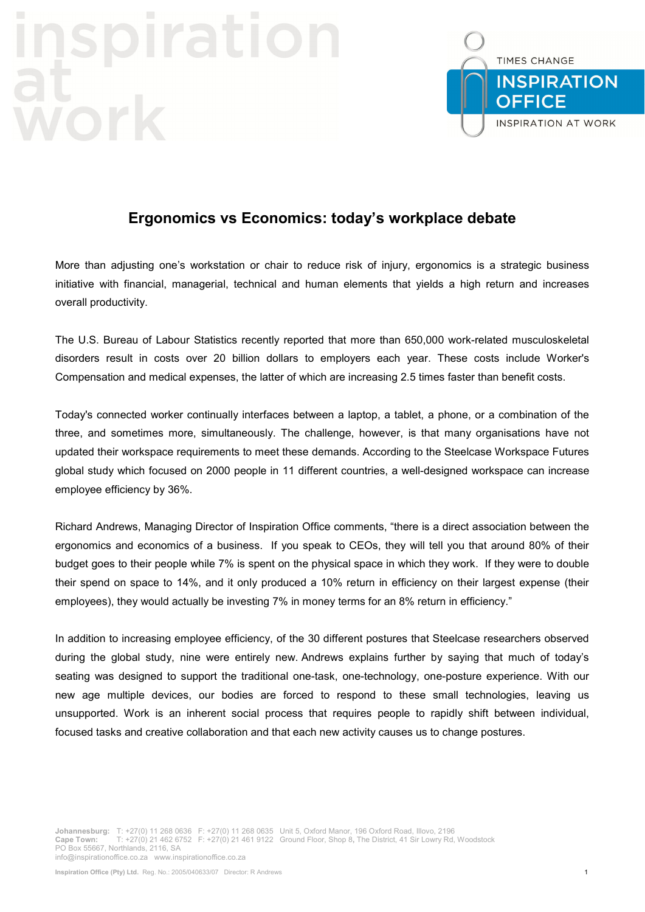# Ergonomics vs Economics: today's workplace debate

More than adjusting one's workstation or chair to reduce risk of injury, ergonomics is a strategic business initiative with financial, managerial, technical and human elements that yields a high return and increases overall productivity.

The U.S. Bureau of Labour Statistics recently reported that more than 650,000 work-related musculoskeletal disorders result in costs over 20 billion dollars to employers each year. These costs include Worker's Compensation and medical expenses, the latter of which are increasing 2.5 times faster than benefit costs.

Today's connected worker continually interfaces between a laptop, a tablet, a phone, or a combination of the three, and sometimes more, simultaneously. The challenge, however, is that many organisations have not updated their workspace requirements to meet these demands. According to the Steelcase Workspace Futures global study which focused on 2000 people in 11 different countries, a well-designed workspace can increase employee efficiency by 36%.

Richard Andrews, Managing Director of Inspiration Office comments, "there is a direct association between the ergonomics and economics of a business. If you speak to CEOs, they will tell you that around 80% of their budget goes to their people while 7% is spent on the physical space in which they work. If they were to double their spend on space to 14%, and it only produced a 10% return in efficiency on their largest expense (their employees), they would actually be investing 7% in money terms for an 8% return in efficiency."

In addition to increasing employee efficiency, of the 30 different postures that Steelcase researchers observed during the global study, nine were entirely new. Andrews explains further by saying that much of today's seating was designed to support the traditional one-task, one-technology, one-posture experience. With our new age multiple devices, our bodies are forced to respond to these small technologies, leaving us unsupported. Work is an inherent social process that requires people to rapidly shift between individual, focused tasks and creative collaboration and that each new activity causes us to change postures.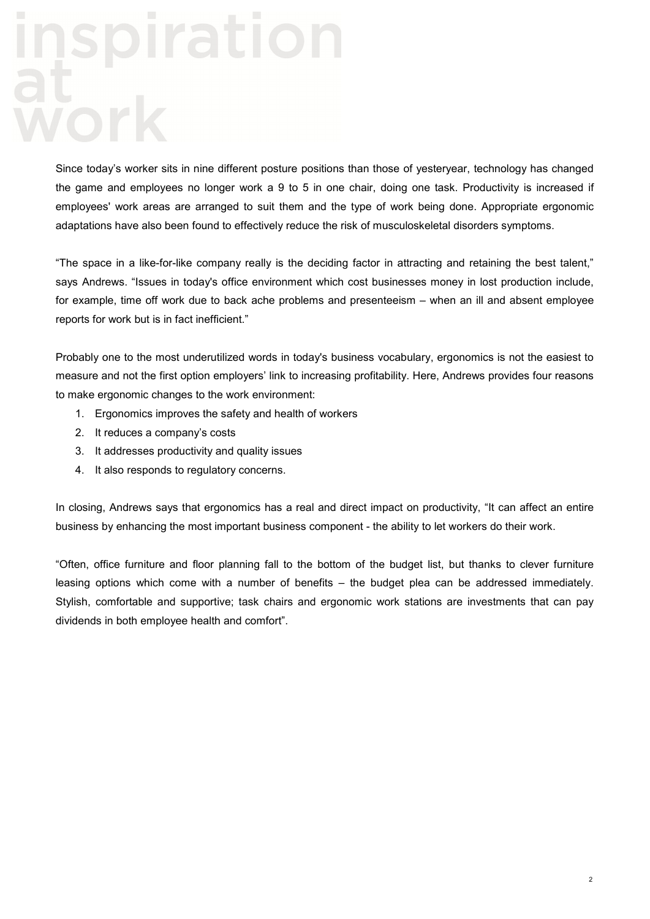Since today's worker sits in nine different posture positions than those of yesteryear, technology has changed the game and employees no longer work a 9 to 5 in one chair, doing one task. Productivity is increased if employees' work areas are arranged to suit them and the type of work being done. Appropriate ergonomic adaptations have also been found to effectively reduce the risk of musculoskeletal disorders symptoms.

"The space in a like-for-like company really is the deciding factor in attracting and retaining the best talent," says Andrews. "Issues in today's office environment which cost businesses money in lost production include, for example, time off work due to back ache problems and presenteeism – when an ill and absent employee reports for work but is in fact inefficient."

Probably one to the most underutilized words in today's business vocabulary, ergonomics is not the easiest to measure and not the first option employers' link to increasing profitability. Here, Andrews provides four reasons to make ergonomic changes to the work environment:

1. Ergonomics improves the safety and health of workers
2. It reduces a company's costs
3. It addresses productivity and quality issues
4. It also responds to regulatory concerns.

In closing, Andrews says that ergonomics has a real and direct impact on productivity, "It can affect an entire business by enhancing the most important business component - the ability to let workers do their work.

"Often, office furniture and floor planning fall to the bottom of the budget list, but thanks to clever furniture leasing options which come with a number of benefits – the budget plea can be addressed immediately. Stylish, comfortable and supportive; task chairs and ergonomic work stations are investments that can pay dividends in both employee health and comfort".